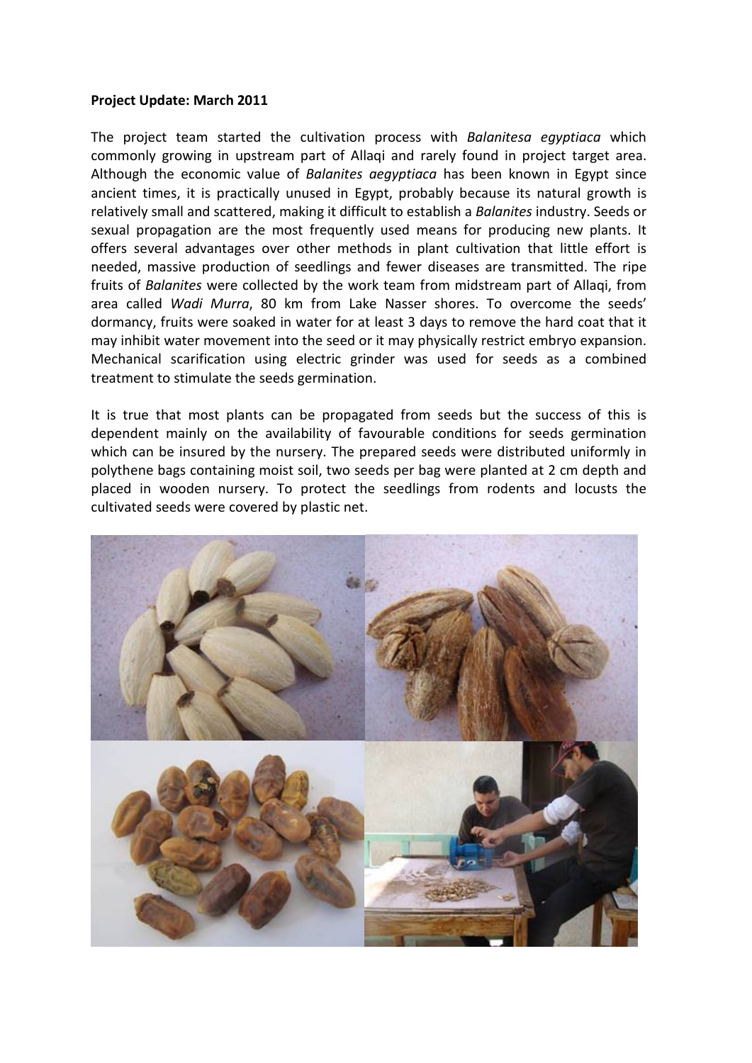**Project Update: March 2011**

The project team started the cultivation process with *Balanitesa egyptiaca* which commonly growing in upstream part of Allaqi and rarely found in project target area. Although the economic value of *Balanites aegyptiaca* has been known in Egypt since ancient times, it is practically unused in Egypt, probably because its natural growth is relatively small and scattered, making it difficult to establish a *Balanites* industry. Seeds or sexual propagation are the most frequently used means for producing new plants. It offers several advantages over other methods in plant cultivation that little effort is needed, massive production of seedlings and fewer diseases are transmitted. The ripe fruits of *Balanites* were collected by the work team from midstream part of Allaqi, from area called *Wadi Murra*, 80 km from Lake Nasser shores. To overcome the seeds' dormancy, fruits were soaked in water for at least 3 days to remove the hard coat that it may inhibit water movement into the seed or it may physically restrict embryo expansion. Mechanical scarification using electric grinder was used for seeds as a combined treatment to stimulate the seeds germination.

It is true that most plants can be propagated from seeds but the success of this is dependent mainly on the availability of favourable conditions for seeds germination which can be insured by the nursery. The prepared seeds were distributed uniformly in polythene bags containing moist soil, two seeds per bag were planted at 2 cm depth and placed in wooden nursery. To protect the seedlings from rodents and locusts the cultivated seeds were covered by plastic net.